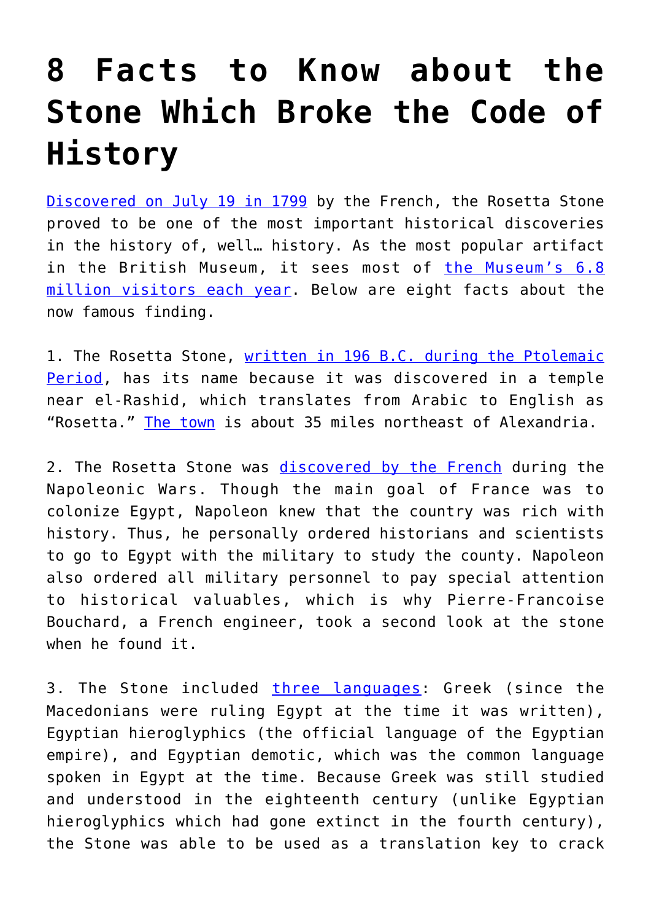# 8 Facts to Know about the Stone Which Broke the Code of History

Discovered on July 19 in 1799 by the French, the Rosetta Stone proved to be one of the most important historical discoveries in the history of, well… history. As the most popular artifact in the British Museum, it sees most of the Museum's 6.8 million visitors each year. Below are eight facts about the now famous finding.

1. The Rosetta Stone, written in 196 B.C. during the Ptolemaic Period, has its name because it was discovered in a temple near el-Rashid, which translates from Arabic to English as "Rosetta." The town is about 35 miles northeast of Alexandria.

2. The Rosetta Stone was discovered by the French during the Napoleonic Wars. Though the main goal of France was to colonize Egypt, Napoleon knew that the country was rich with history. Thus, he personally ordered historians and scientists to go to Egypt with the military to study the county. Napoleon also ordered all military personnel to pay special attention to historical valuables, which is why Pierre-Francoise Bouchard, a French engineer, took a second look at the stone when he found it.

3. The Stone included three languages: Greek (since the Macedonians were ruling Egypt at the time it was written), Egyptian hieroglyphics (the official language of the Egyptian empire), and Egyptian demotic, which was the common language spoken in Egypt at the time. Because Greek was still studied and understood in the eighteenth century (unlike Egyptian hieroglyphics which had gone extinct in the fourth century), the Stone was able to be used as a translation key to crack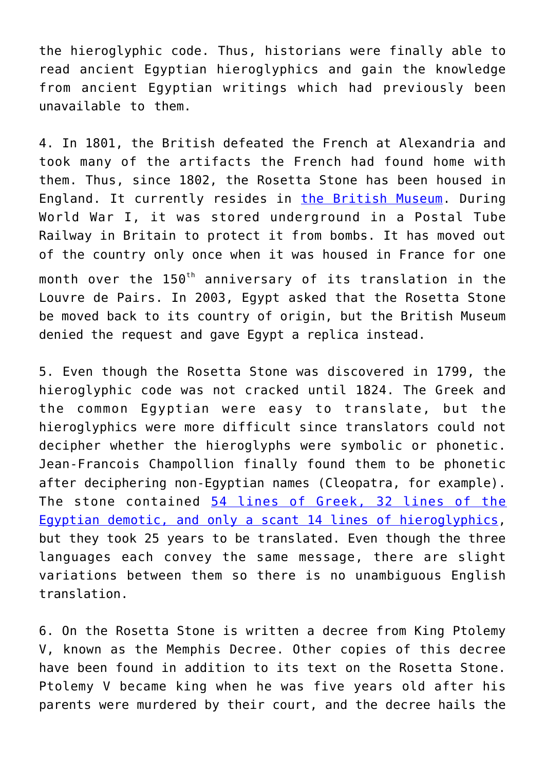the hieroglyphic code. Thus, historians were finally able to read ancient Egyptian hieroglyphics and gain the knowledge from ancient Egyptian writings which had previously been unavailable to them.

4. In 1801, the British defeated the French at Alexandria and took many of the artifacts the French had found home with them. Thus, since 1802, the Rosetta Stone has been housed in England. It currently resides in [the British Museum](). During World War I, it was stored underground in a Postal Tube Railway in Britain to protect it from bombs. It has moved out of the country only once when it was housed in France for one month over the 150th anniversary of its translation in the Louvre de Pairs. In 2003, Egypt asked that the Rosetta Stone be moved back to its country of origin, but the British Museum denied the request and gave Egypt a replica instead.

5. Even though the Rosetta Stone was discovered in 1799, the hieroglyphic code was not cracked until 1824. The Greek and the common Egyptian were easy to translate, but the hieroglyphics were more difficult since translators could not decipher whether the hieroglyphs were symbolic or phonetic. Jean-Francois Champollion finally found them to be phonetic after deciphering non-Egyptian names (Cleopatra, for example). The stone contained [54 lines of Greek, 32 lines of the Egyptian demotic, and only a scant 14 lines of hieroglyphics](), but they took 25 years to be translated. Even though the three languages each convey the same message, there are slight variations between them so there is no unambiguous English translation.

6. On the Rosetta Stone is written a decree from King Ptolemy V, known as the Memphis Decree. Other copies of this decree have been found in addition to its text on the Rosetta Stone. Ptolemy V became king when he was five years old after his parents were murdered by their court, and the decree hails the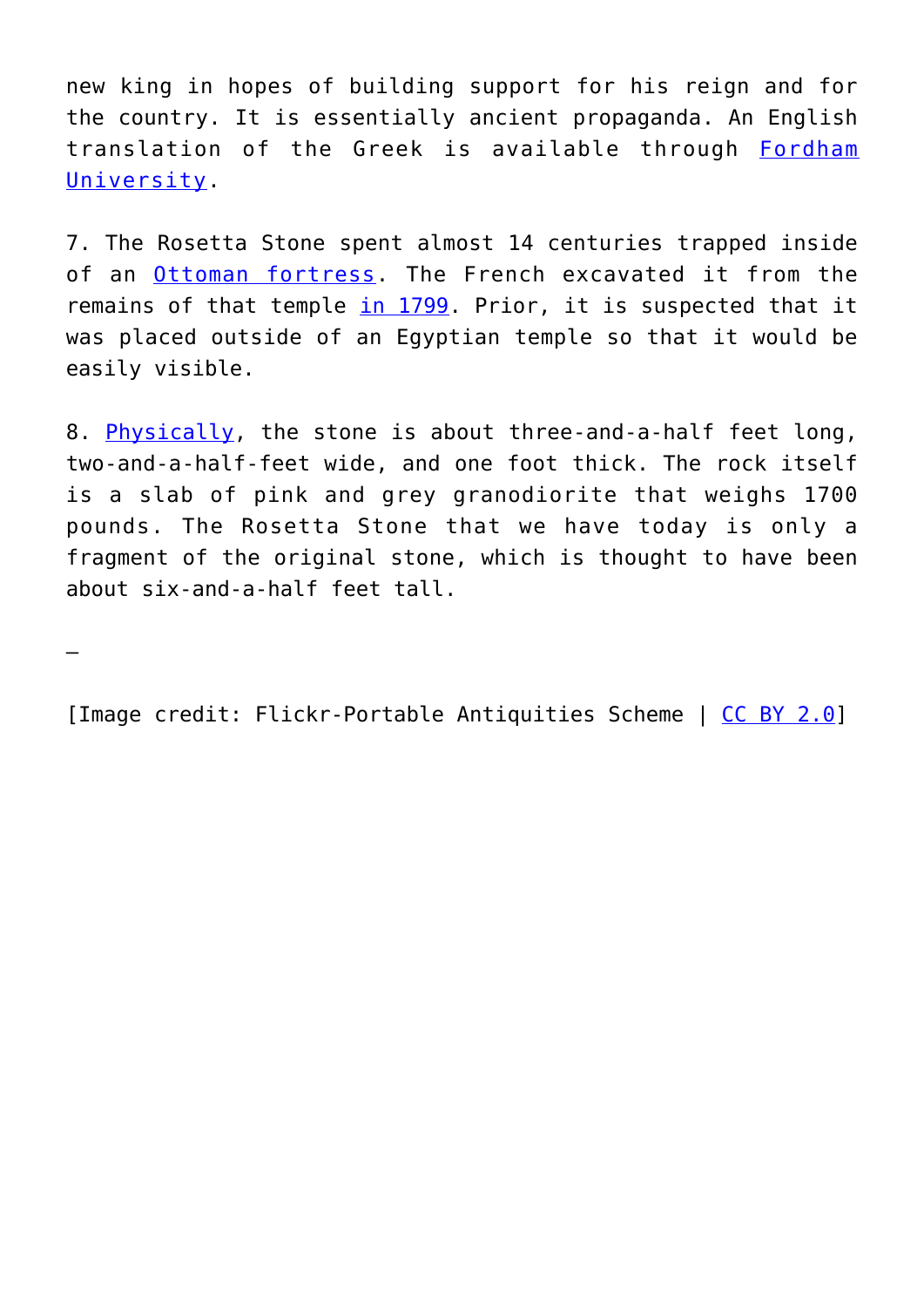new king in hopes of building support for his reign and for the country. It is essentially ancient propaganda. An English translation of the Greek is available through Fordham University.

7. The Rosetta Stone spent almost 14 centuries trapped inside of an Ottoman fortress. The French excavated it from the remains of that temple in 1799. Prior, it is suspected that it was placed outside of an Egyptian temple so that it would be easily visible.

8. Physically, the stone is about three-and-a-half feet long, two-and-a-half-feet wide, and one foot thick. The rock itself is a slab of pink and grey granodiorite that weighs 1700 pounds. The Rosetta Stone that we have today is only a fragment of the original stone, which is thought to have been about six-and-a-half feet tall.

–

[Image credit: Flickr-Portable Antiquities Scheme | CC BY 2.0]